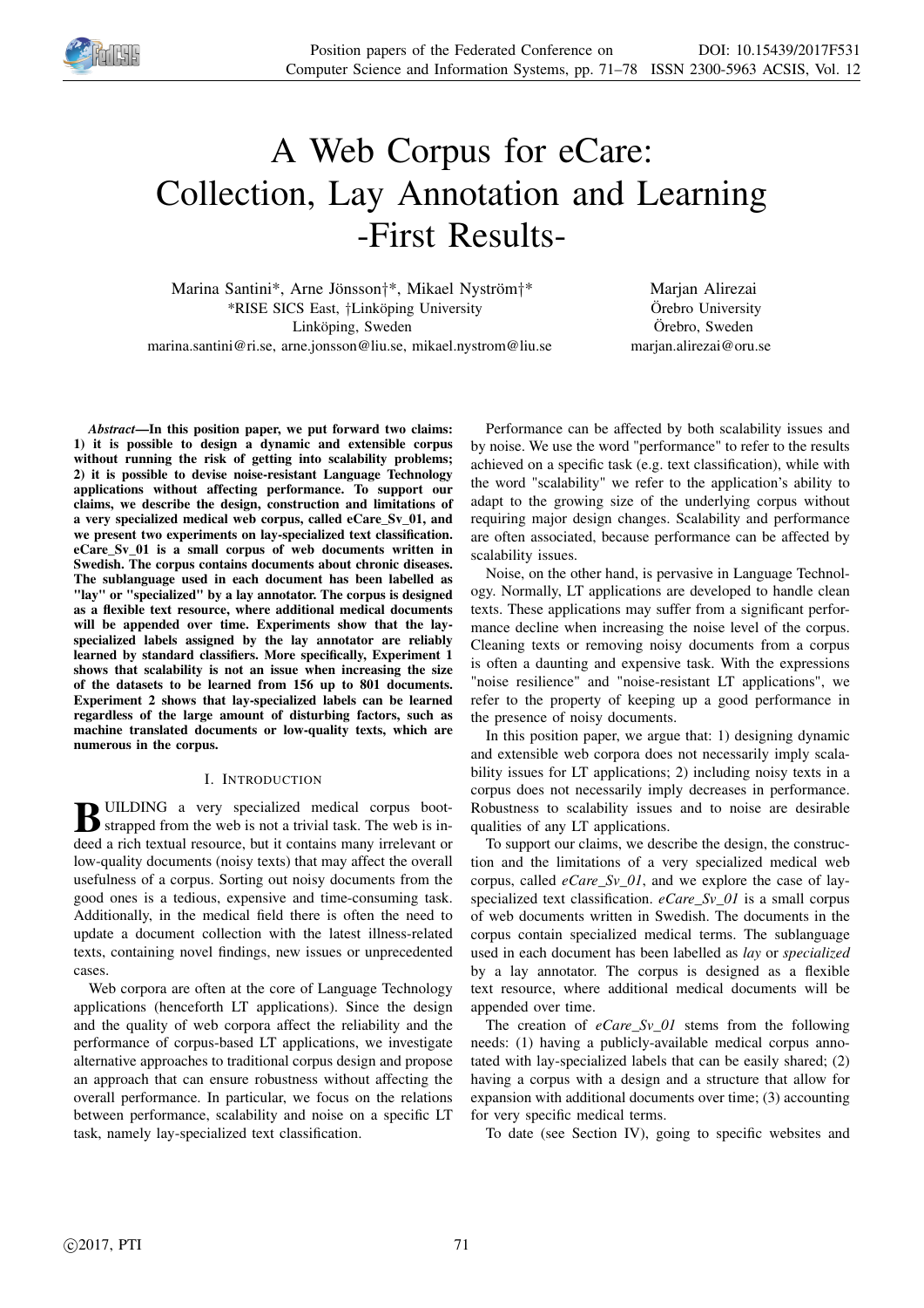# A Web Corpus for eCare: Collection, Lay Annotation and Learning -First Results-

Marina Santini*, Arne Jönsson†*, Mikael Nyström†*
*RISE SICS East, †Linköping University
Linköping, Sweden
marina.santini@ri.se, arne.jonsson@liu.se, mikael.nystrom@liu.se

Marjan Alirezai
Örebro University
Örebro, Sweden
marjan.alirezai@oru.se

***Abstract*—In this position paper, we put forward two claims: 1) it is possible to design a dynamic and extensible corpus without running the risk of getting into scalability problems; 2) it is possible to devise noise-resistant Language Technology applications without affecting performance. To support our claims, we describe the design, construction and limitations of a very specialized medical web corpus, called eCare_Sv_01, and we present two experiments on lay-specialized text classification. eCare_Sv_01 is a small corpus of web documents written in Swedish. The corpus contains documents about chronic diseases. The sublanguage used in each document has been labelled as "lay" or "specialized" by a lay annotator. The corpus is designed as a flexible text resource, where additional medical documents will be appended over time. Experiments show that the lay-specialized labels assigned by the lay annotator are reliably learned by standard classifiers. More specifically, Experiment 1 shows that scalability is not an issue when increasing the size of the datasets to be learned from 156 up to 801 documents. Experiment 2 shows that lay-specialized labels can be learned regardless of the large amount of disturbing factors, such as machine translated documents or low-quality texts, which are numerous in the corpus.**

## I. Introduction

Building a very specialized medical corpus bootstrapped from the web is not a trivial task. The web is indeed a rich textual resource, but it contains many irrelevant or low-quality documents (noisy texts) that may affect the overall usefulness of a corpus. Sorting out noisy documents from the good ones is a tedious, expensive and time-consuming task. Additionally, in the medical field there is often the need to update a document collection with the latest illness-related texts, containing novel findings, new issues or unprecedented cases.

Web corpora are often at the core of Language Technology applications (henceforth LT applications). Since the design and the quality of web corpora affect the reliability and the performance of corpus-based LT applications, we investigate alternative approaches to traditional corpus design and propose an approach that can ensure robustness without affecting the overall performance. In particular, we focus on the relations between performance, scalability and noise on a specific LT task, namely lay-specialized text classification.

Performance can be affected by both scalability issues and by noise. We use the word "performance" to refer to the results achieved on a specific task (e.g. text classification), while with the word "scalability" we refer to the application's ability to adapt to the growing size of the underlying corpus without requiring major design changes. Scalability and performance are often associated, because performance can be affected by scalability issues.

Noise, on the other hand, is pervasive in Language Technology. Normally, LT applications are developed to handle clean texts. These applications may suffer from a significant performance decline when increasing the noise level of the corpus. Cleaning texts or removing noisy documents from a corpus is often a daunting and expensive task. With the expressions "noise resilience" and "noise-resistant LT applications", we refer to the property of keeping up a good performance in the presence of noisy documents.

In this position paper, we argue that: 1) designing dynamic and extensible web corpora does not necessarily imply scalability issues for LT applications; 2) including noisy texts in a corpus does not necessarily imply decreases in performance. Robustness to scalability issues and to noise are desirable qualities of any LT applications.

To support our claims, we describe the design, the construction and the limitations of a very specialized medical web corpus, called *eCare_Sv_01*, and we explore the case of lay-specialized text classification. *eCare_Sv_01* is a small corpus of web documents written in Swedish. The documents in the corpus contain specialized medical terms. The sublanguage used in each document has been labelled as *lay* or *specialized* by a lay annotator. The corpus is designed as a flexible text resource, where additional medical documents will be appended over time.

The creation of *eCare_Sv_01* stems from the following needs: (1) having a publicly-available medical corpus annotated with lay-specialized labels that can be easily shared; (2) having a corpus with a design and a structure that allow for expansion with additional documents over time; (3) accounting for very specific medical terms.

To date (see Section IV), going to specific websites and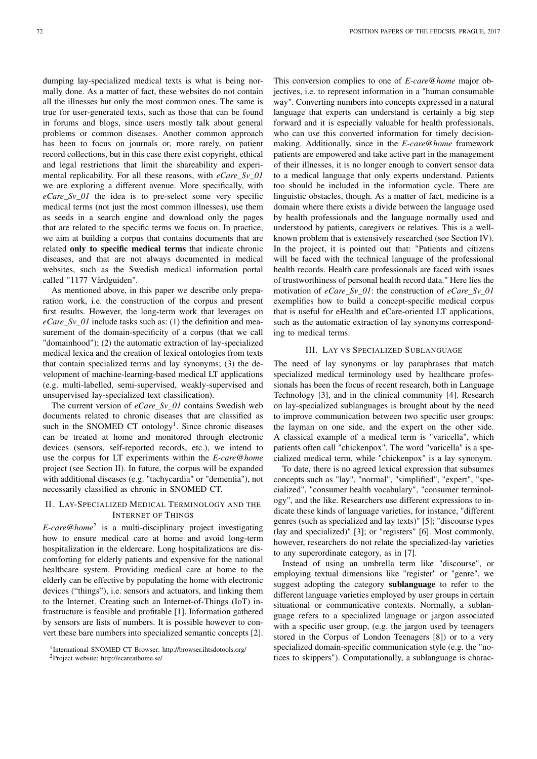dumping lay-specialized medical texts is what is being normally done. As a matter of fact, these websites do not contain all the illnesses but only the most common ones. The same is true for user-generated texts, such as those that can be found in forums and blogs, since users mostly talk about general problems or common diseases. Another common approach has been to focus on journals or, more rarely, on patient record collections, but in this case there exist copyright, ethical and legal restrictions that limit the shareability and experimental replicability. For all these reasons, with *eCare_Sv_01* we are exploring a different avenue. More specifically, with *eCare_Sv_01* the idea is to pre-select some very specific medical terms (not just the most common illnesses), use them as seeds in a search engine and download only the pages that are related to the specific terms we focus on. In practice, we aim at building a corpus that contains documents that are related **only to specific medical terms** that indicate chronic diseases, and that are not always documented in medical websites, such as the Swedish medical information portal called "1177 Vårdguiden".

As mentioned above, in this paper we describe only preparation work, i.e. the construction of the corpus and present first results. However, the long-term work that leverages on *eCare_Sv_01* include tasks such as: (1) the definition and measurement of the domain-specificity of a corpus (that we call "domainhood"); (2) the automatic extraction of lay-specialized medical lexica and the creation of lexical ontologies from texts that contain specialized terms and lay synonyms; (3) the development of machine-learning-based medical LT applications (e.g. multi-labelled, semi-supervised, weakly-supervised and unsupervised lay-specialized text classification).

The current version of *eCare_Sv_01* contains Swedish web documents related to chronic diseases that are classified as such in the SNOMED CT ontology[1]. Since chronic diseases can be treated at home and monitored through electronic devices (sensors, self-reported records, etc.), we intend to use the corpus for LT experiments within the *E-care@home* project (see Section II). In future, the corpus will be expanded with additional diseases (e.g. "tachycardia" or "dementia"), not necessarily classified as chronic in SNOMED CT.

## II. Lay-Specialized Medical Terminology and the Internet of Things

*E-care@home*[2] is a multi-disciplinary project investigating how to ensure medical care at home and avoid long-term hospitalization in the eldercare. Long hospitalizations are discomforting for elderly patients and expensive for the national healthcare system. Providing medical care at home to the elderly can be effective by populating the home with electronic devices ("things"), i.e. sensors and actuators, and linking them to the Internet. Creating such an Internet-of-Things (IoT) infrastructure is feasible and profitable [1]. Information gathered by sensors are lists of numbers. It is possible however to convert these bare numbers into specialized semantic concepts [2]. This conversion complies to one of *E-care@home* major objectives, i.e. to represent information in a "human consumable way". Converting numbers into concepts expressed in a natural language that experts can understand is certainly a big step forward and it is especially valuable for health professionals, who can use this converted information for timely decision-making. Additionally, since in the *E-care@home* framework patients are empowered and take active part in the management of their illnesses, it is no longer enough to convert sensor data to a medical language that only experts understand. Patients too should be included in the information cycle. There are linguistic obstacles, though. As a matter of fact, medicine is a domain where there exists a divide between the language used by health professionals and the language normally used and understood by patients, caregivers or relatives. This is a well-known problem that is extensively researched (see Section IV). In the project, it is pointed out that: "Patients and citizens will be faced with the technical language of the professional health records. Health care professionals are faced with issues of trustworthiness of personal health record data." Here lies the motivation of *eCare_Sv_01*: the construction of *eCare_Sv_01* exemplifies how to build a concept-specific medical corpus that is useful for eHealth and eCare-oriented LT applications, such as the automatic extraction of lay synonyms corresponding to medical terms.

## III. Lay vs Specialized Sublanguage

The need of lay synonyms or lay paraphrases that match specialized medical terminology used by healthcare professionals has been the focus of recent research, both in Language Technology [3], and in the clinical community [4]. Research on lay-specialized sublanguages is brought about by the need to improve communication between two specific user groups: the layman on one side, and the expert on the other side. A classical example of a medical term is "varicella", which patients often call "chickenpox". The word "varicella" is a specialized medical term, while "chickenpox" is a lay synonym.

To date, there is no agreed lexical expression that subsumes concepts such as "lay", "normal", "simplified", "expert", "specialized", "consumer health vocabulary", "consumer terminology", and the like. Researchers use different expressions to indicate these kinds of language varieties, for instance, "different genres (such as specialized and lay texts)" [5]; "discourse types (lay and specialized)" [3]; or "registers" [6]. Most commonly, however, researchers do not relate the specialized-lay varieties to any superordinate category, as in [7].

Instead of using an umbrella term like "discourse", or employing textual dimensions like "register" or "genre", we suggest adopting the category **sublanguage** to refer to the different language varieties employed by user groups in certain situational or communicative contexts. Normally, a sublanguage refers to a specialized language or jargon associated with a specific user group, (e.g. the jargon used by teenagers stored in the Corpus of London Teenagers [8]) or to a very specialized domain-specific communication style (e.g. the "notices to skippers"). Computationally, a sublanguage is charac-

[1] International SNOMED CT Browser: http://browser.ihtsdotools.org/

[2] Project website: http://ecareathome.se/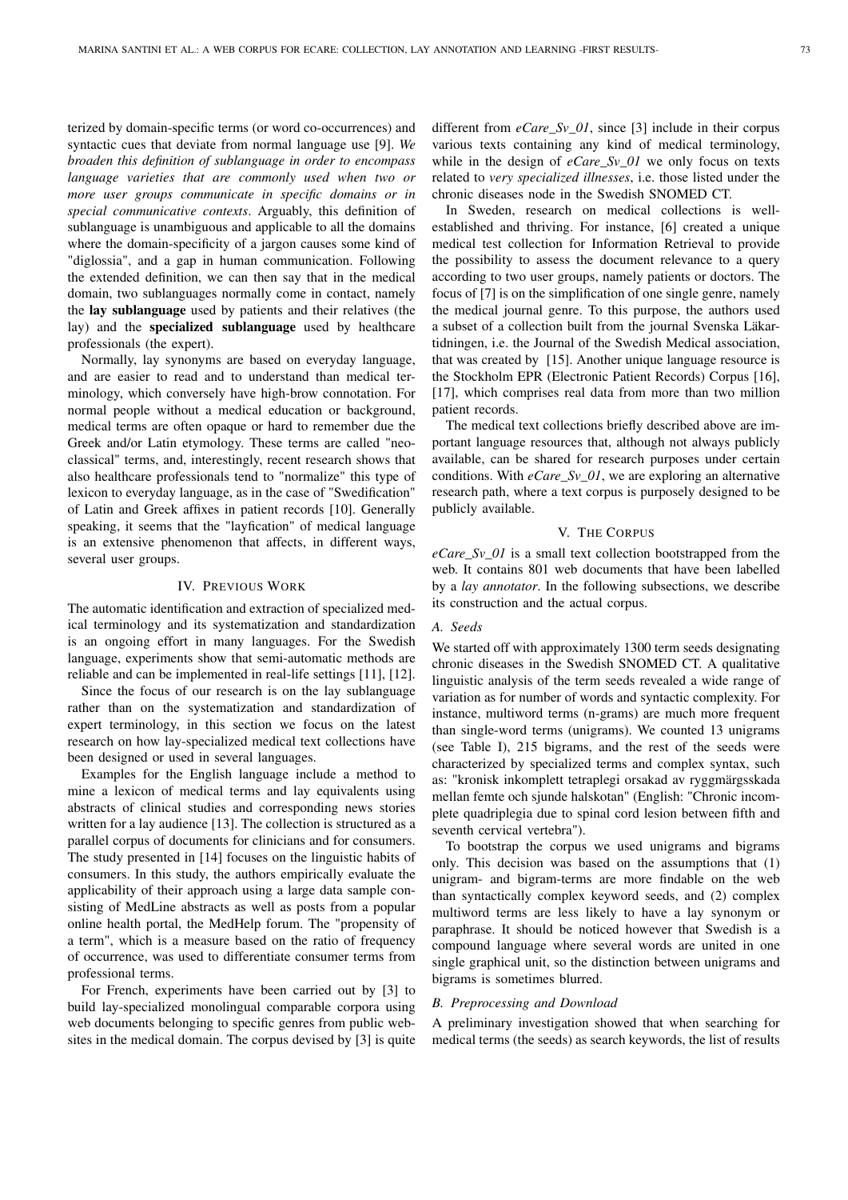terized by domain-specific terms (or word co-occurrences) and syntactic cues that deviate from normal language use [9]. *We broaden this definition of sublanguage in order to encompass language varieties that are commonly used when two or more user groups communicate in specific domains or in special communicative contexts*. Arguably, this definition of sublanguage is unambiguous and applicable to all the domains where the domain-specificity of a jargon causes some kind of "diglossia", and a gap in human communication. Following the extended definition, we can then say that in the medical domain, two sublanguages normally come in contact, namely the **lay sublanguage** used by patients and their relatives (the lay) and the **specialized sublanguage** used by healthcare professionals (the expert).

Normally, lay synonyms are based on everyday language, and are easier to read and to understand than medical terminology, which conversely have high-brow connotation. For normal people without a medical education or background, medical terms are often opaque or hard to remember due the Greek and/or Latin etymology. These terms are called "neo-classical" terms, and, interestingly, recent research shows that also healthcare professionals tend to "normalize" this type of lexicon to everyday language, as in the case of "Swedification" of Latin and Greek affixes in patient records [10]. Generally speaking, it seems that the "layfication" of medical language is an extensive phenomenon that affects, in different ways, several user groups.

## IV. Previous Work

The automatic identification and extraction of specialized medical terminology and its systematization and standardization is an ongoing effort in many languages. For the Swedish language, experiments show that semi-automatic methods are reliable and can be implemented in real-life settings [11], [12].

Since the focus of our research is on the lay sublanguage rather than on the systematization and standardization of expert terminology, in this section we focus on the latest research on how lay-specialized medical text collections have been designed or used in several languages.

Examples for the English language include a method to mine a lexicon of medical terms and lay equivalents using abstracts of clinical studies and corresponding news stories written for a lay audience [13]. The collection is structured as a parallel corpus of documents for clinicians and for consumers. The study presented in [14] focuses on the linguistic habits of consumers. In this study, the authors empirically evaluate the applicability of their approach using a large data sample consisting of MedLine abstracts as well as posts from a popular online health portal, the MedHelp forum. The "propensity of a term", which is a measure based on the ratio of frequency of occurrence, was used to differentiate consumer terms from professional terms.

For French, experiments have been carried out by [3] to build lay-specialized monolingual comparable corpora using web documents belonging to specific genres from public websites in the medical domain. The corpus devised by [3] is quite different from *eCare_Sv_01*, since [3] include in their corpus various texts containing any kind of medical terminology, while in the design of *eCare_Sv_01* we only focus on texts related to *very specialized illnesses*, i.e. those listed under the chronic diseases node in the Swedish SNOMED CT.

In Sweden, research on medical collections is well-established and thriving. For instance, [6] created a unique medical test collection for Information Retrieval to provide the possibility to assess the document relevance to a query according to two user groups, namely patients or doctors. The focus of [7] is on the simplification of one single genre, namely the medical journal genre. To this purpose, the authors used a subset of a collection built from the journal Svenska Läkartidningen, i.e. the Journal of the Swedish Medical association, that was created by [15]. Another unique language resource is the Stockholm EPR (Electronic Patient Records) Corpus [16], [17], which comprises real data from more than two million patient records.

The medical text collections briefly described above are important language resources that, although not always publicly available, can be shared for research purposes under certain conditions. With *eCare_Sv_01*, we are exploring an alternative research path, where a text corpus is purposely designed to be publicly available.

## V. The Corpus

*eCare_Sv_01* is a small text collection bootstrapped from the web. It contains 801 web documents that have been labelled by a *lay annotator*. In the following subsections, we describe its construction and the actual corpus.

### A. Seeds

We started off with approximately 1300 term seeds designating chronic diseases in the Swedish SNOMED CT. A qualitative linguistic analysis of the term seeds revealed a wide range of variation as for number of words and syntactic complexity. For instance, multiword terms (n-grams) are much more frequent than single-word terms (unigrams). We counted 13 unigrams (see Table I), 215 bigrams, and the rest of the seeds were characterized by specialized terms and complex syntax, such as: "kronisk inkomplett tetraplegi orsakad av ryggmärgsskada mellan femte och sjunde halskotan" (English: "Chronic incomplete quadriplegia due to spinal cord lesion between fifth and seventh cervical vertebra").

To bootstrap the corpus we used unigrams and bigrams only. This decision was based on the assumptions that (1) unigram- and bigram-terms are more findable on the web than syntactically complex keyword seeds, and (2) complex multiword terms are less likely to have a lay synonym or paraphrase. It should be noticed however that Swedish is a compound language where several words are united in one single graphical unit, so the distinction between unigrams and bigrams is sometimes blurred.

### B. Preprocessing and Download

A preliminary investigation showed that when searching for medical terms (the seeds) as search keywords, the list of results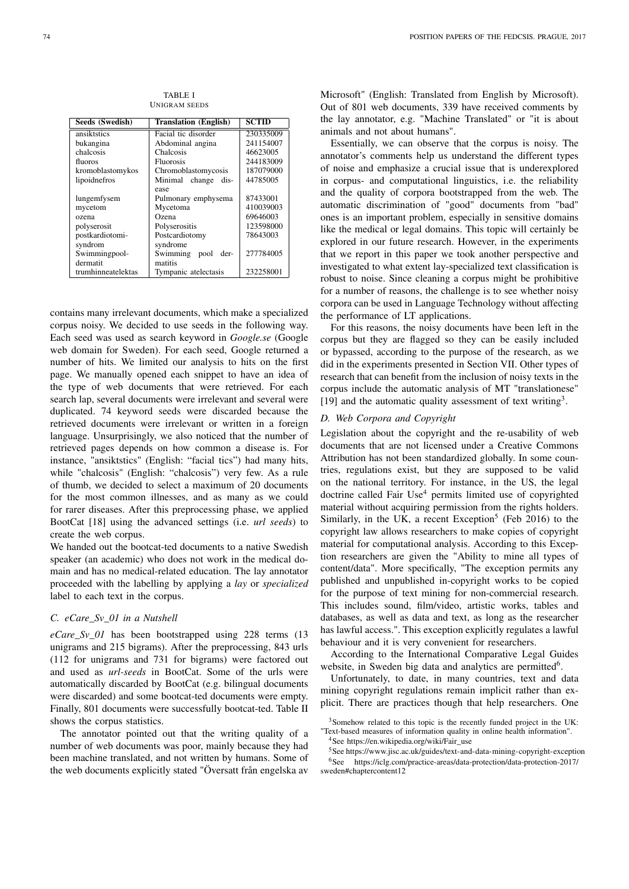TABLE I
UNIGRAM SEEDS

| Seeds (Swedish) | Translation (English) | SCTID |
|---|---|---|
| ansiktstics | Facial tic disorder | 230335009 |
| bukangina | Abdominal angina | 241154007 |
| chalcosis | Chalcosis | 46623005 |
| fluoros | Fluorosis | 244183009 |
| kromoblastomykos | Chromoblastomycosis | 187079000 |
| lipoidnefros | Minimal change disease | 44785005 |
| lungemfysem | Pulmonary emphysema | 87433001 |
| mycetom | Mycetoma | 410039003 |
| ozena | Ozena | 69646003 |
| polyserosit | Polyserositis | 123598000 |
| postkardiotomi-syndrom | Postcardiotomy syndrome | 78643003 |
| Swimmingpool-dermatit | Swimming pool dermatitis | 277784005 |
| trumhinneatelektas | Tympanic atelectasis | 232258001 |

contains many irrelevant documents, which make a specialized corpus noisy. We decided to use seeds in the following way. Each seed was used as search keyword in *Google.se* (Google web domain for Sweden). For each seed, Google returned a number of hits. We limited our analysis to hits on the first page. We manually opened each snippet to have an idea of the type of web documents that were retrieved. For each search lap, several documents were irrelevant and several were duplicated. 74 keyword seeds were discarded because the retrieved documents were irrelevant or written in a foreign language. Unsurprisingly, we also noticed that the number of retrieved pages depends on how common a disease is. For instance, "ansiktstics" (English: "facial tics") had many hits, while "chalcosis" (English: "chalcosis") very few. As a rule of thumb, we decided to select a maximum of 20 documents for the most common illnesses, and as many as we could for rarer diseases. After this preprocessing phase, we applied BootCat [18] using the advanced settings (i.e. *url seeds*) to create the web corpus.

We handed out the bootcat-ted documents to a native Swedish speaker (an academic) who does not work in the medical domain and has no medical-related education. The lay annotator proceeded with the labelling by applying a *lay* or *specialized* label to each text in the corpus.

### C. eCare_Sv_01 in a Nutshell

*eCare_Sv_01* has been bootstrapped using 228 terms (13 unigrams and 215 bigrams). After the preprocessing, 843 urls (112 for unigrams and 731 for bigrams) were factored out and used as *url-seeds* in BootCat. Some of the urls were automatically discarded by BootCat (e.g. bilingual documents were discarded) and some bootcat-ted documents were empty. Finally, 801 documents were successfully bootcat-ted. Table II shows the corpus statistics.

The annotator pointed out that the writing quality of a number of web documents was poor, mainly because they had been machine translated, and not written by humans. Some of the web documents explicitly stated "Översatt från engelska av Microsoft" (English: Translated from English by Microsoft). Out of 801 web documents, 339 have received comments by the lay annotator, e.g. "Machine Translated" or "it is about animals and not about humans".

Essentially, we can observe that the corpus is noisy. The annotator's comments help us understand the different types of noise and emphasize a crucial issue that is underexplored in corpus- and computational linguistics, i.e. the reliability and the quality of corpora bootstrapped from the web. The automatic discrimination of "good" documents from "bad" ones is an important problem, especially in sensitive domains like the medical or legal domains. This topic will certainly be explored in our future research. However, in the experiments that we report in this paper we took another perspective and investigated to what extent lay-specialized text classification is robust to noise. Since cleaning a corpus might be prohibitive for a number of reasons, the challenge is to see whether noisy corpora can be used in Language Technology without affecting the performance of LT applications.

For this reasons, the noisy documents have been left in the corpus but they are flagged so they can be easily included or bypassed, according to the purpose of the research, as we did in the experiments presented in Section VII. Other types of research that can benefit from the inclusion of noisy texts in the corpus include the automatic analysis of MT "translationese" [19] and the automatic quality assessment of text writing[3].

### D. Web Corpora and Copyright

Legislation about the copyright and the re-usability of web documents that are not licensed under a Creative Commons Attribution has not been standardized globally. In some countries, regulations exist, but they are supposed to be valid on the national territory. For instance, in the US, the legal doctrine called Fair Use[4] permits limited use of copyrighted material without acquiring permission from the rights holders. Similarly, in the UK, a recent Exception[5] (Feb 2016) to the copyright law allows researchers to make copies of copyright material for computational analysis. According to this Exception researchers are given the "Ability to mine all types of content/data". More specifically, "The exception permits any published and unpublished in-copyright works to be copied for the purpose of text mining for non-commercial research. This includes sound, film/video, artistic works, tables and databases, as well as data and text, as long as the researcher has lawful access.". This exception explicitly regulates a lawful behaviour and it is very convenient for researchers.

According to the International Comparative Legal Guides website, in Sweden big data and analytics are permitted[6].

Unfortunately, to date, in many countries, text and data mining copyright regulations remain implicit rather than explicit. There are practices though that help researchers. One

[3] Somehow related to this topic is the recently funded project in the UK: "Text-based measures of information quality in online health information".

[4] See https://en.wikipedia.org/wiki/Fair_use

[5] See https://www.jisc.ac.uk/guides/text-and-data-mining-copyright-exception

[6] See https://iclg.com/practice-areas/data-protection/data-protection-2017/sweden#chaptercontent12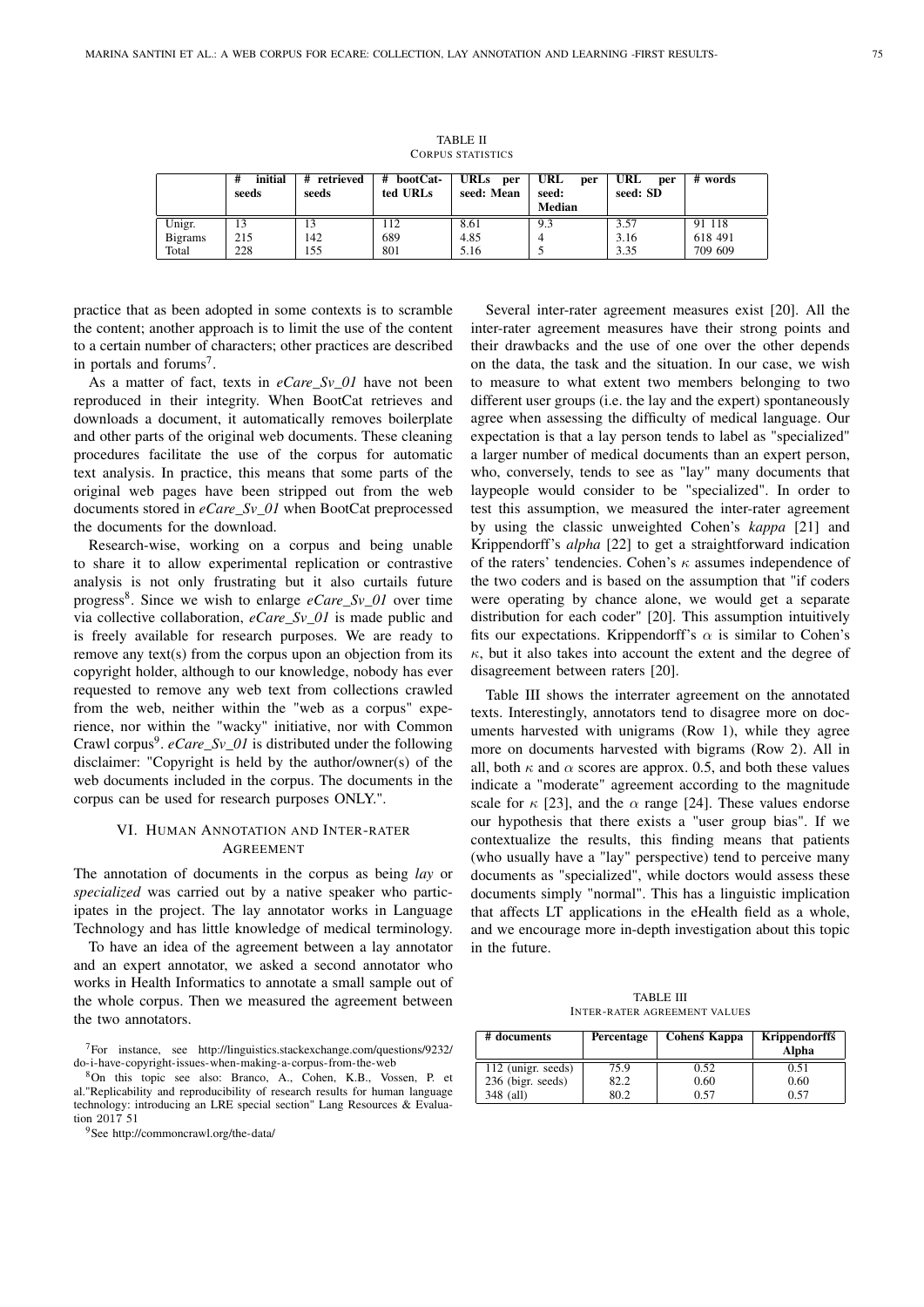TABLE II
CORPUS STATISTICS

| | # initial seeds | # retrieved seeds | # bootCatted URLs | URLs per seed: Mean | URL per seed: Median | URL per seed: SD | # words |
|---|---|---|---|---|---|---|---|
| Unigr. | 13 | 13 | 112 | 8.61 | 9.3 | 3.57 | 91 118 |
| Bigrams | 215 | 142 | 689 | 4.85 | 4 | 3.16 | 618 491 |
| Total | 228 | 155 | 801 | 5.16 | 5 | 3.35 | 709 609 |

practice that as been adopted in some contexts is to scramble the content; another approach is to limit the use of the content to a certain number of characters; other practices are described in portals and forums[7].

As a matter of fact, texts in *eCare_Sv_01* have not been reproduced in their integrity. When BootCat retrieves and downloads a document, it automatically removes boilerplate and other parts of the original web documents. These cleaning procedures facilitate the use of the corpus for automatic text analysis. In practice, this means that some parts of the original web pages have been stripped out from the web documents stored in *eCare_Sv_01* when BootCat preprocessed the documents for the download.

Research-wise, working on a corpus and being unable to share it to allow experimental replication or contrastive analysis is not only frustrating but it also curtails future progress[8]. Since we wish to enlarge *eCare_Sv_01* over time via collective collaboration, *eCare_Sv_01* is made public and is freely available for research purposes. We are ready to remove any text(s) from the corpus upon an objection from its copyright holder, although to our knowledge, nobody has ever requested to remove any web text from collections crawled from the web, neither within the "web as a corpus" experience, nor within the "wacky" initiative, nor with Common Crawl corpus[9]. *eCare_Sv_01* is distributed under the following disclaimer: "Copyright is held by the author/owner(s) of the web documents included in the corpus. The documents in the corpus can be used for research purposes ONLY.".

## VI. HUMAN ANNOTATION AND INTER-RATER AGREEMENT

The annotation of documents in the corpus as being *lay* or *specialized* was carried out by a native speaker who participates in the project. The lay annotator works in Language Technology and has little knowledge of medical terminology.

To have an idea of the agreement between a lay annotator and an expert annotator, we asked a second annotator who works in Health Informatics to annotate a small sample out of the whole corpus. Then we measured the agreement between the two annotators.

Several inter-rater agreement measures exist [20]. All the inter-rater agreement measures have their strong points and their drawbacks and the use of one over the other depends on the data, the task and the situation. In our case, we wish to measure to what extent two members belonging to two different user groups (i.e. the lay and the expert) spontaneously agree when assessing the difficulty of medical language. Our expectation is that a lay person tends to label as "specialized" a larger number of medical documents than an expert person, who, conversely, tends to see as "lay" many documents that laypeople would consider to be "specialized". In order to test this assumption, we measured the inter-rater agreement by using the classic unweighted Cohen's *kappa* [21] and Krippendorff's *alpha* [22] to get a straightforward indication of the raters' tendencies. Cohen's $\kappa$ assumes independence of the two coders and is based on the assumption that "if coders were operating by chance alone, we would get a separate distribution for each coder" [20]. This assumption intuitively fits our expectations. Krippendorff's $\alpha$ is similar to Cohen's $\kappa$, but it also takes into account the extent and the degree of disagreement between raters [20].

Table III shows the interrater agreement on the annotated texts. Interestingly, annotators tend to disagree more on documents harvested with unigrams (Row 1), while they agree more on documents harvested with bigrams (Row 2). All in all, both $\kappa$ and $\alpha$ scores are approx. 0.5, and both these values indicate a "moderate" agreement according to the magnitude scale for $\kappa$ [23], and the $\alpha$ range [24]. These values endorse our hypothesis that there exists a "user group bias". If we contextualize the results, this finding means that patients (who usually have a "lay" perspective) tend to perceive many documents as "specialized", while doctors would assess these documents simply "normal". This has a linguistic implication that affects LT applications in the eHealth field as a whole, and we encourage more in-depth investigation about this topic in the future.

TABLE III
INTER-RATER AGREEMENT VALUES

| # documents | Percentage | Cohenś Kappa | Krippendorffś Alpha |
|---|---|---|---|
| 112 (unigr. seeds) | 75.9 | 0.52 | 0.51 |
| 236 (bigr. seeds) | 82.2 | 0.60 | 0.60 |
| 348 (all) | 80.2 | 0.57 | 0.57 |

[7] For instance, see http://linguistics.stackexchange.com/questions/9232/do-i-have-copyright-issues-when-making-a-corpus-from-the-web

[8] On this topic see also: Branco, A., Cohen, K.B., Vossen, P. et al."Replicability and reproducibility of research results for human language technology: introducing an LRE special section" Lang Resources & Evaluation 2017 51

[9] See http://commoncrawl.org/the-data/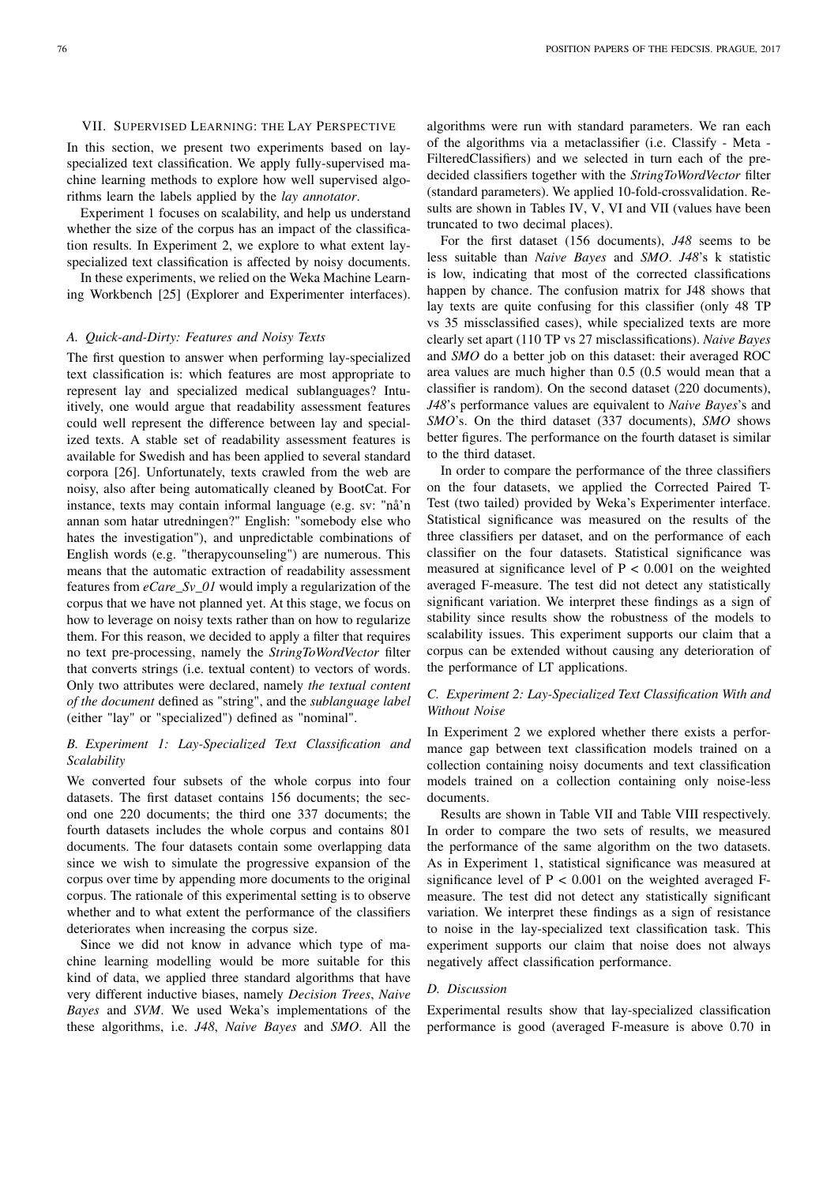## VII. Supervised Learning: the Lay Perspective

In this section, we present two experiments based on lay-specialized text classification. We apply fully-supervised machine learning methods to explore how well supervised algorithms learn the labels applied by the *lay annotator*.

Experiment 1 focuses on scalability, and help us understand whether the size of the corpus has an impact of the classification results. In Experiment 2, we explore to what extent lay-specialized text classification is affected by noisy documents.

In these experiments, we relied on the Weka Machine Learning Workbench [25] (Explorer and Experimenter interfaces).

### A. Quick-and-Dirty: Features and Noisy Texts

The first question to answer when performing lay-specialized text classification is: which features are most appropriate to represent lay and specialized medical sublanguages? Intuitively, one would argue that readability assessment features could well represent the difference between lay and specialized texts. A stable set of readability assessment features is available for Swedish and has been applied to several standard corpora [26]. Unfortunately, texts crawled from the web are noisy, also after being automatically cleaned by BootCat. For instance, texts may contain informal language (e.g. sv: "nå'n annan som hatar utredningen?" English: "somebody else who hates the investigation"), and unpredictable combinations of English words (e.g. "therapycounseling") are numerous. This means that the automatic extraction of readability assessment features from *eCare_Sv_01* would imply a regularization of the corpus that we have not planned yet. At this stage, we focus on how to leverage on noisy texts rather than on how to regularize them. For this reason, we decided to apply a filter that requires no text pre-processing, namely the *StringToWordVector* filter that converts strings (i.e. textual content) to vectors of words. Only two attributes were declared, namely *the textual content of the document* defined as "string", and the *sublanguage label* (either "lay" or "specialized") defined as "nominal".

### B. Experiment 1: Lay-Specialized Text Classification and Scalability

We converted four subsets of the whole corpus into four datasets. The first dataset contains 156 documents; the second one 220 documents; the third one 337 documents; the fourth datasets includes the whole corpus and contains 801 documents. The four datasets contain some overlapping data since we wish to simulate the progressive expansion of the corpus over time by appending more documents to the original corpus. The rationale of this experimental setting is to observe whether and to what extent the performance of the classifiers deteriorates when increasing the corpus size.

Since we did not know in advance which type of machine learning modelling would be more suitable for this kind of data, we applied three standard algorithms that have very different inductive biases, namely *Decision Trees*, *Naive Bayes* and *SVM*. We used Weka's implementations of the these algorithms, i.e. *J48*, *Naive Bayes* and *SMO*. All the algorithms were run with standard parameters. We ran each of the algorithms via a metaclassifier (i.e. Classify - Meta - FilteredClassifiers) and we selected in turn each of the predecided classifiers together with the *StringToWordVector* filter (standard parameters). We applied 10-fold-crossvalidation. Results are shown in Tables IV, V, VI and VII (values have been truncated to two decimal places).

For the first dataset (156 documents), *J48* seems to be less suitable than *Naive Bayes* and *SMO*. *J48*'s k statistic is low, indicating that most of the corrected classifications happen by chance. The confusion matrix for J48 shows that lay texts are quite confusing for this classifier (only 48 TP vs 35 missclassified cases), while specialized texts are more clearly set apart (110 TP vs 27 misclassifications). *Naive Bayes* and *SMO* do a better job on this dataset: their averaged ROC area values are much higher than 0.5 (0.5 would mean that a classifier is random). On the second dataset (220 documents), *J48*'s performance values are equivalent to *Naive Bayes*'s and *SMO*'s. On the third dataset (337 documents), *SMO* shows better figures. The performance on the fourth dataset is similar to the third dataset.

In order to compare the performance of the three classifiers on the four datasets, we applied the Corrected Paired T-Test (two tailed) provided by Weka's Experimenter interface. Statistical significance was measured on the results of the three classifiers per dataset, and on the performance of each classifier on the four datasets. Statistical significance was measured at significance level of $P < 0.001$ on the weighted averaged F-measure. The test did not detect any statistically significant variation. We interpret these findings as a sign of stability since results show the robustness of the models to scalability issues. This experiment supports our claim that a corpus can be extended without causing any deterioration of the performance of LT applications.

### C. Experiment 2: Lay-Specialized Text Classification With and Without Noise

In Experiment 2 we explored whether there exists a performance gap between text classification models trained on a collection containing noisy documents and text classification models trained on a collection containing only noise-less documents.

Results are shown in Table VII and Table VIII respectively. In order to compare the two sets of results, we measured the performance of the same algorithm on the two datasets. As in Experiment 1, statistical significance was measured at significance level of $P < 0.001$ on the weighted averaged F-measure. The test did not detect any statistically significant variation. We interpret these findings as a sign of resistance to noise in the lay-specialized text classification task. This experiment supports our claim that noise does not always negatively affect classification performance.

### D. Discussion

Experimental results show that lay-specialized classification performance is good (averaged F-measure is above 0.70 in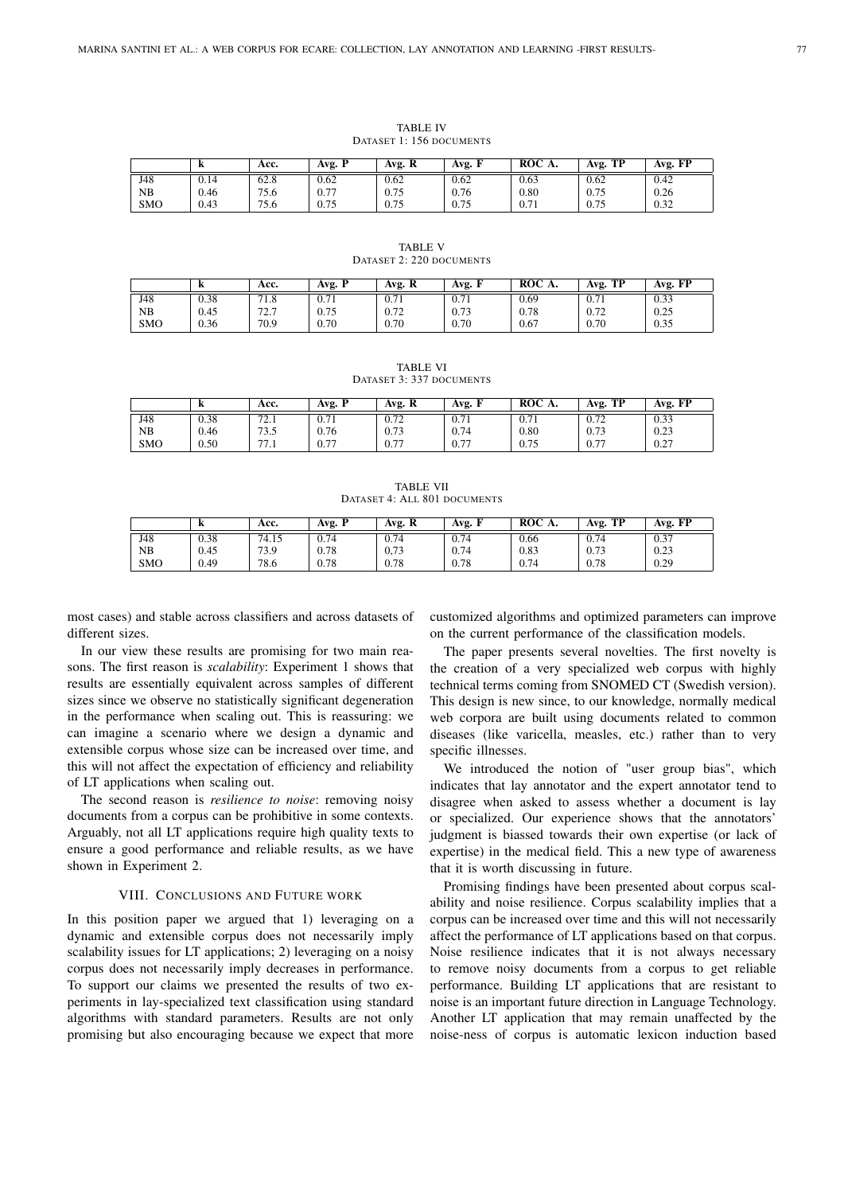TABLE IV
DATASET 1: 156 DOCUMENTS

| | k | Acc. | Avg. P | Avg. R | Avg. F | ROC A. | Avg. TP | Avg. FP |
|---|---|---|---|---|---|---|---|---|
| J48 | 0.14 | 62.8 | 0.62 | 0.62 | 0.62 | 0.63 | 0.62 | 0.42 |
| NB | 0.46 | 75.6 | 0.77 | 0.75 | 0.76 | 0.80 | 0.75 | 0.26 |
| SMO | 0.43 | 75.6 | 0.75 | 0.75 | 0.75 | 0.71 | 0.75 | 0.32 |

TABLE V
DATASET 2: 220 DOCUMENTS

| | k | Acc. | Avg. P | Avg. R | Avg. F | ROC A. | Avg. TP | Avg. FP |
|---|---|---|---|---|---|---|---|---|
| J48 | 0.38 | 71.8 | 0.71 | 0.71 | 0.71 | 0.69 | 0.71 | 0.33 |
| NB | 0.45 | 72.7 | 0.75 | 0.72 | 0.73 | 0.78 | 0.72 | 0.25 |
| SMO | 0.36 | 70.9 | 0.70 | 0.70 | 0.70 | 0.67 | 0.70 | 0.35 |

TABLE VI
DATASET 3: 337 DOCUMENTS

| | k | Acc. | Avg. P | Avg. R | Avg. F | ROC A. | Avg. TP | Avg. FP |
|---|---|---|---|---|---|---|---|---|
| J48 | 0.38 | 72.1 | 0.71 | 0.72 | 0.71 | 0.71 | 0.72 | 0.33 |
| NB | 0.46 | 73.5 | 0.76 | 0.73 | 0.74 | 0.80 | 0.73 | 0.23 |
| SMO | 0.50 | 77.1 | 0.77 | 0.77 | 0.77 | 0.75 | 0.77 | 0.27 |

TABLE VII
DATASET 4: ALL 801 DOCUMENTS

| | k | Acc. | Avg. P | Avg. R | Avg. F | ROC A. | Avg. TP | Avg. FP |
|---|---|---|---|---|---|---|---|---|
| J48 | 0.38 | 74.15 | 0.74 | 0.74 | 0.74 | 0.66 | 0.74 | 0.37 |
| NB | 0.45 | 73.9 | 0.78 | 0,73 | 0.74 | 0.83 | 0.73 | 0.23 |
| SMO | 0.49 | 78.6 | 0.78 | 0.78 | 0.78 | 0.74 | 0.78 | 0.29 |

most cases) and stable across classifiers and across datasets of different sizes.

In our view these results are promising for two main reasons. The first reason is *scalability*: Experiment 1 shows that results are essentially equivalent across samples of different sizes since we observe no statistically significant degeneration in the performance when scaling out. This is reassuring: we can imagine a scenario where we design a dynamic and extensible corpus whose size can be increased over time, and this will not affect the expectation of efficiency and reliability of LT applications when scaling out.

The second reason is *resilience to noise*: removing noisy documents from a corpus can be prohibitive in some contexts. Arguably, not all LT applications require high quality texts to ensure a good performance and reliable results, as we have shown in Experiment 2.

## VIII. Conclusions and Future work

In this position paper we argued that 1) leveraging on a dynamic and extensible corpus does not necessarily imply scalability issues for LT applications; 2) leveraging on a noisy corpus does not necessarily imply decreases in performance. To support our claims we presented the results of two experiments in lay-specialized text classification using standard algorithms with standard parameters. Results are not only promising but also encouraging because we expect that more customized algorithms and optimized parameters can improve on the current performance of the classification models.

The paper presents several novelties. The first novelty is the creation of a very specialized web corpus with highly technical terms coming from SNOMED CT (Swedish version). This design is new since, to our knowledge, normally medical web corpora are built using documents related to common diseases (like varicella, measles, etc.) rather than to very specific illnesses.

We introduced the notion of "user group bias", which indicates that lay annotator and the expert annotator tend to disagree when asked to assess whether a document is lay or specialized. Our experience shows that the annotators' judgment is biassed towards their own expertise (or lack of expertise) in the medical field. This a new type of awareness that it is worth discussing in future.

Promising findings have been presented about corpus scalability and noise resilience. Corpus scalability implies that a corpus can be increased over time and this will not necessarily affect the performance of LT applications based on that corpus. Noise resilience indicates that it is not always necessary to remove noisy documents from a corpus to get reliable performance. Building LT applications that are resistant to noise is an important future direction in Language Technology. Another LT application that may remain unaffected by the noise-ness of corpus is automatic lexicon induction based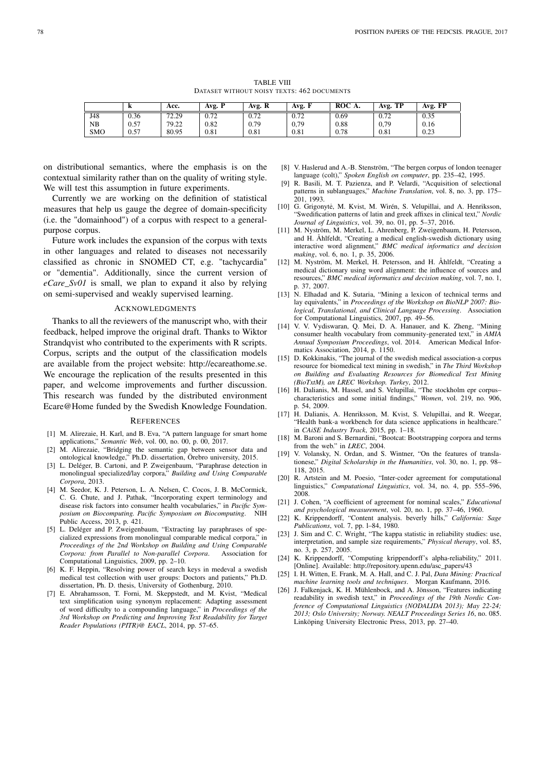TABLE VIII
DATASET WITHOUT NOISY TEXTS: 462 DOCUMENTS

| | k | Acc. | Avg. P | Avg. R | Avg. F | ROC A. | Avg. TP | Avg. FP |
|---|---|---|---|---|---|---|---|---|
| J48 | 0.36 | 72.29 | 0.72 | 0.72 | 0.72 | 0.69 | 0.72 | 0.35 |
| NB | 0.57 | 79.22 | 0.82 | 0.79 | 0,79 | 0.88 | 0,79 | 0.16 |
| SMO | 0.57 | 80.95 | 0.81 | 0.81 | 0.81 | 0.78 | 0.81 | 0.23 |

on distributional semantics, where the emphasis is on the contextual similarity rather than on the quality of writing style. We will test this assumption in future experiments.

Currently we are working on the definition of statistical measures that help us gauge the degree of domain-specificity (i.e. the "domainhood") of a corpus with respect to a general-purpose corpus.

Future work includes the expansion of the corpus with texts in other languages and related to diseases not necessarily classified as chronic in SNOMED CT, e.g. "tachycardia" or "dementia". Additionally, since the current version of *eCare_Sv01* is small, we plan to expand it also by relying on semi-supervised and weakly supervised learning.

## ACKNOWLEDGMENTS

Thanks to all the reviewers of the manuscript who, with their feedback, helped improve the original draft. Thanks to Wiktor Strandqvist who contributed to the experiments with R scripts. Corpus, scripts and the output of the classification models are available from the project website: http://ecareathome.se. We encourage the replication of the results presented in this paper, and welcome improvements and further discussion. This research was funded by the distributed environment Ecare@Home funded by the Swedish Knowledge Foundation.

## REFERENCES

[1] M. Alirezaie, H. Karl, and B. Eva, "A pattern language for smart home applications," *Semantic Web*, vol. 00, no. 00, p. 00, 2017.

[2] M. Alirezaie, "Bridging the semantic gap between sensor data and ontological knowledge," Ph.D. dissertation, Örebro university, 2015.

[3] L. Deléger, B. Cartoni, and P. Zweigenbaum, "Paraphrase detection in monolingual specialized/lay corpora," *Building and Using Comparable Corpora*, 2013.

[4] M. Seedor, K. J. Peterson, L. A. Nelsen, C. Cocos, J. B. McCormick, C. G. Chute, and J. Pathak, "Incorporating expert terminology and disease risk factors into consumer health vocabularies," in *Pacific Symposium on Biocomputing. Pacific Symposium on Biocomputing*. NIH Public Access, 2013, p. 421.

[5] L. Deléger and P. Zweigenbaum, "Extracting lay paraphrases of specialized expressions from monolingual comparable medical corpora," in *Proceedings of the 2nd Workshop on Building and Using Comparable Corpora: from Parallel to Non-parallel Corpora*. Association for Computational Linguistics, 2009, pp. 2–10.

[6] K. F. Heppin, "Resolving power of search keys in medeval a swedish medical test collection with user groups: Doctors and patients," Ph.D. dissertation, Ph. D. thesis, University of Gothenburg, 2010.

[7] E. Abrahamsson, T. Forni, M. Skeppstedt, and M. Kvist, "Medical text simplification using synonym replacement: Adapting assessment of word difficulty to a compounding language," in *Proceedings of the 3rd Workshop on Predicting and Improving Text Readability for Target Reader Populations (PITR)@ EACL*, 2014, pp. 57–65.

[8] V. Haslerud and A.-B. Stenström, "The bergen corpus of london teenager language (colt)," *Spoken English on computer*, pp. 235–42, 1995.

[9] R. Basili, M. T. Pazienza, and P. Velardi, "Acquisition of selectional patterns in sublanguages," *Machine Translation*, vol. 8, no. 3, pp. 175–201, 1993.

[10] G. Grigonytė, M. Kvist, M. Wirén, S. Velupillai, and A. Henriksson, "Swedification patterns of latin and greek affixes in clinical text," *Nordic Journal of Linguistics*, vol. 39, no. 01, pp. 5–37, 2016.

[11] M. Nyström, M. Merkel, L. Ahrenberg, P. Zweigenbaum, H. Petersson, and H. Åhlfeldt, "Creating a medical english-swedish dictionary using interactive word alignment," *BMC medical informatics and decision making*, vol. 6, no. 1, p. 35, 2006.

[12] M. Nyström, M. Merkel, H. Petersson, and H. Åhlfeldt, "Creating a medical dictionary using word alignment: the influence of sources and resources," *BMC medical informatics and decision making*, vol. 7, no. 1, p. 37, 2007.

[13] N. Elhadad and K. Sutaria, "Mining a lexicon of technical terms and lay equivalents," in *Proceedings of the Workshop on BioNLP 2007: Biological, Translational, and Clinical Language Processing*. Association for Computational Linguistics, 2007, pp. 49–56.

[14] V. V. Vydiswaran, Q. Mei, D. A. Hanauer, and K. Zheng, "Mining consumer health vocabulary from community-generated text," in *AMIA Annual Symposium Proceedings*, vol. 2014. American Medical Informatics Association, 2014, p. 1150.

[15] D. Kokkinakis, "The journal of the swedish medical association-a corpus resource for biomedical text mining in swedish," in *The Third Workshop on Building and Evaluating Resources for Biomedical Text Mining (BioTxtM), an LREC Workshop. Turkey*, 2012.

[16] H. Dalianis, M. Hassel, and S. Velupillai, "The stockholm epr corpus–characteristics and some initial findings," *Women*, vol. 219, no. 906, p. 54, 2009.

[17] H. Dalianis, A. Henriksson, M. Kvist, S. Velupillai, and R. Weegar, "Health bank-a workbench for data science applications in healthcare." in *CAiSE Industry Track*, 2015, pp. 1–18.

[18] M. Baroni and S. Bernardini, "Bootcat: Bootstrapping corpora and terms from the web." in *LREC*, 2004.

[19] V. Volansky, N. Ordan, and S. Wintner, "On the features of translationese," *Digital Scholarship in the Humanities*, vol. 30, no. 1, pp. 98–118, 2015.

[20] R. Artstein and M. Poesio, "Inter-coder agreement for computational linguistics," *Computational Linguistics*, vol. 34, no. 4, pp. 555–596, 2008.

[21] J. Cohen, "A coefficient of agreement for nominal scales," *Educational and psychological measurement*, vol. 20, no. 1, pp. 37–46, 1960.

[22] K. Krippendorff, "Content analysis. beverly hills," *California: Sage Publications*, vol. 7, pp. l–84, 1980.

[23] J. Sim and C. C. Wright, "The kappa statistic in reliability studies: use, interpretation, and sample size requirements," *Physical therapy*, vol. 85, no. 3, p. 257, 2005.

[24] K. Krippendorff, "Computing krippendorff's alpha-reliability," 2011. [Online]. Available: http://repository.upenn.edu/asc_papers/43

[25] I. H. Witten, E. Frank, M. A. Hall, and C. J. Pal, *Data Mining: Practical machine learning tools and techniques*. Morgan Kaufmann, 2016.

[26] J. Falkenjack, K. H. Mühlenbock, and A. Jönsson, "Features indicating readability in swedish text," in *Proceedings of the 19th Nordic Conference of Computational Linguistics (NODALIDA 2013); May 22-24; 2013; Oslo University; Norway. NEALT Proceedings Series 16*, no. 085. Linköping University Electronic Press, 2013, pp. 27–40.